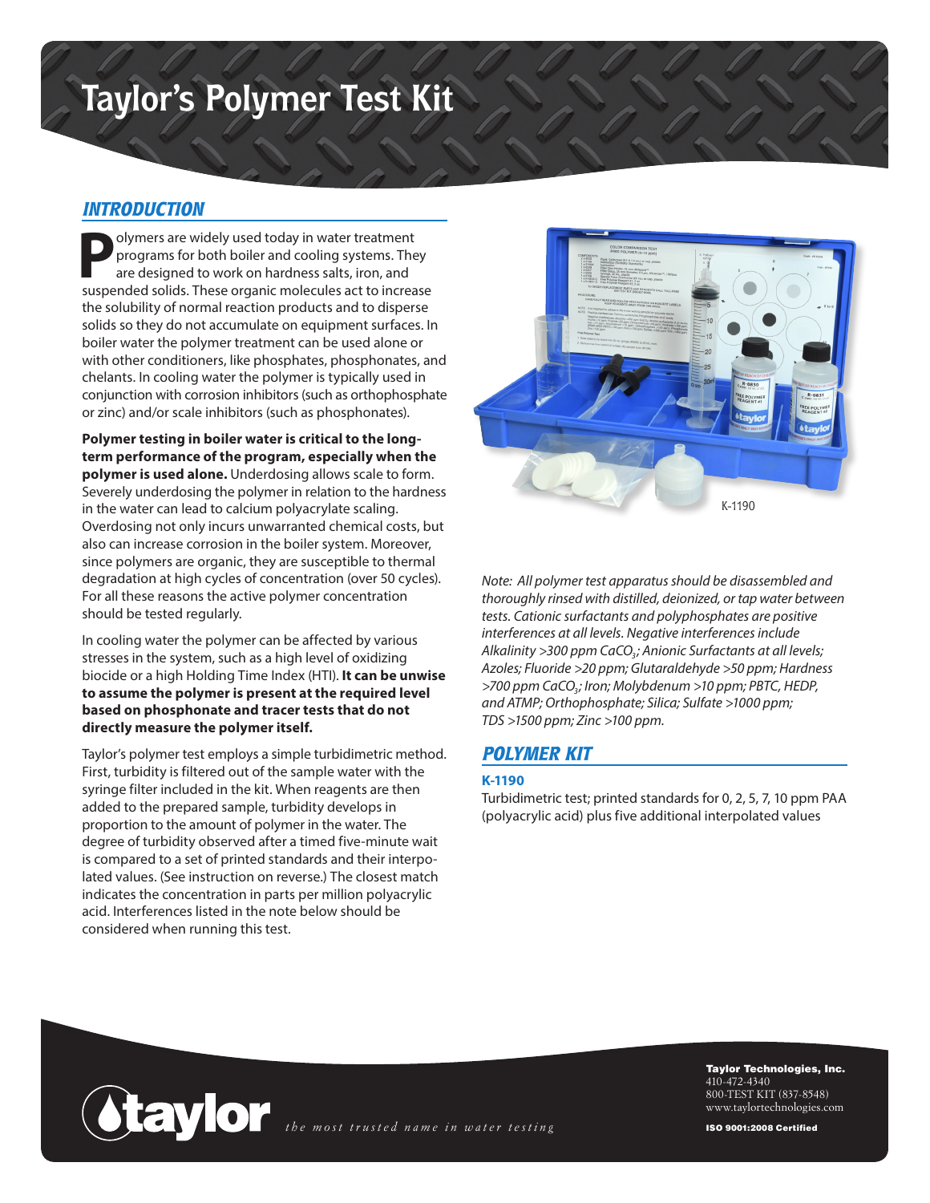# Taylor's Polymer Test Kit

## INTRODUCTION

Polymers are widely used today in water treatment programs for both boiler and cooling systems. They are designed to work on hardness salts, iron, and suspended solids. These organic molecules act to increase the solubility of normal reaction products and to disperse solids so they do not accumulate on equipment surfaces. In boiler water the polymer treatment can be used alone or with other conditioners, like phosphates, phosphonates, and chelants. In cooling water the polymer is typically used in conjunction with corrosion inhibitors (such as orthophosphate or zinc) and/or scale inhibitors (such as phosphonates).

**Polymer testing in boiler water is critical to the long-term performance of the program, especially when the polymer is used alone.** Underdosing allows scale to form. Severely underdosing the polymer in relation to the hardness in the water can lead to calcium polyacrylate scaling. Overdosing not only incurs unwarranted chemical costs, but also can increase corrosion in the boiler system. Moreover, since polymers are organic, they are susceptible to thermal degradation at high cycles of concentration (over 50 cycles). For all these reasons the active polymer concentration should be tested regularly.

In cooling water the polymer can be affected by various stresses in the system, such as a high level of oxidizing biocide or a high Holding Time Index (HTI). **It can be unwise to assume the polymer is present at the required level based on phosphonate and tracer tests that do not directly measure the polymer itself.**

Taylor's polymer test employs a simple turbidimetric method. First, turbidity is filtered out of the sample water with the syringe filter included in the kit. When reagents are then added to the prepared sample, turbidity develops in proportion to the amount of polymer in the water. The degree of turbidity observed after a timed five-minute wait is compared to a set of printed standards and their interpolated values. (See instruction on reverse.) The closest match indicates the concentration in parts per million polyacrylic acid. Interferences listed in the note below should be considered when running this test.

K-1190

*Note: All polymer test apparatus should be disassembled and thoroughly rinsed with distilled, deionized, or tap water between tests. Cationic surfactants and polyphosphates are positive interferences at all levels. Negative interferences include Alkalinity >300 ppm $CaCO_3$; Anionic Surfactants at all levels; Azoles; Fluoride >20 ppm; Glutaraldehyde >50 ppm; Hardness >700 ppm $CaCO_3$; Iron; Molybdenum >10 ppm; PBTC, HEDP, and ATMP; Orthophosphate; Silica; Sulfate >1000 ppm; TDS >1500 ppm; Zinc >100 ppm.*

## POLYMER KIT

### K-1190

Turbidimetric test; printed standards for 0, 2, 5, 7, 10 ppm PAA (polyacrylic acid) plus five additional interpolated values

**Taylor Technologies, Inc.**
410-472-4340
800-TEST KIT (837-8548)
www.taylortechnologies.com

**ISO 9001:2008 Certified**

taylor *the most trusted name in water testing*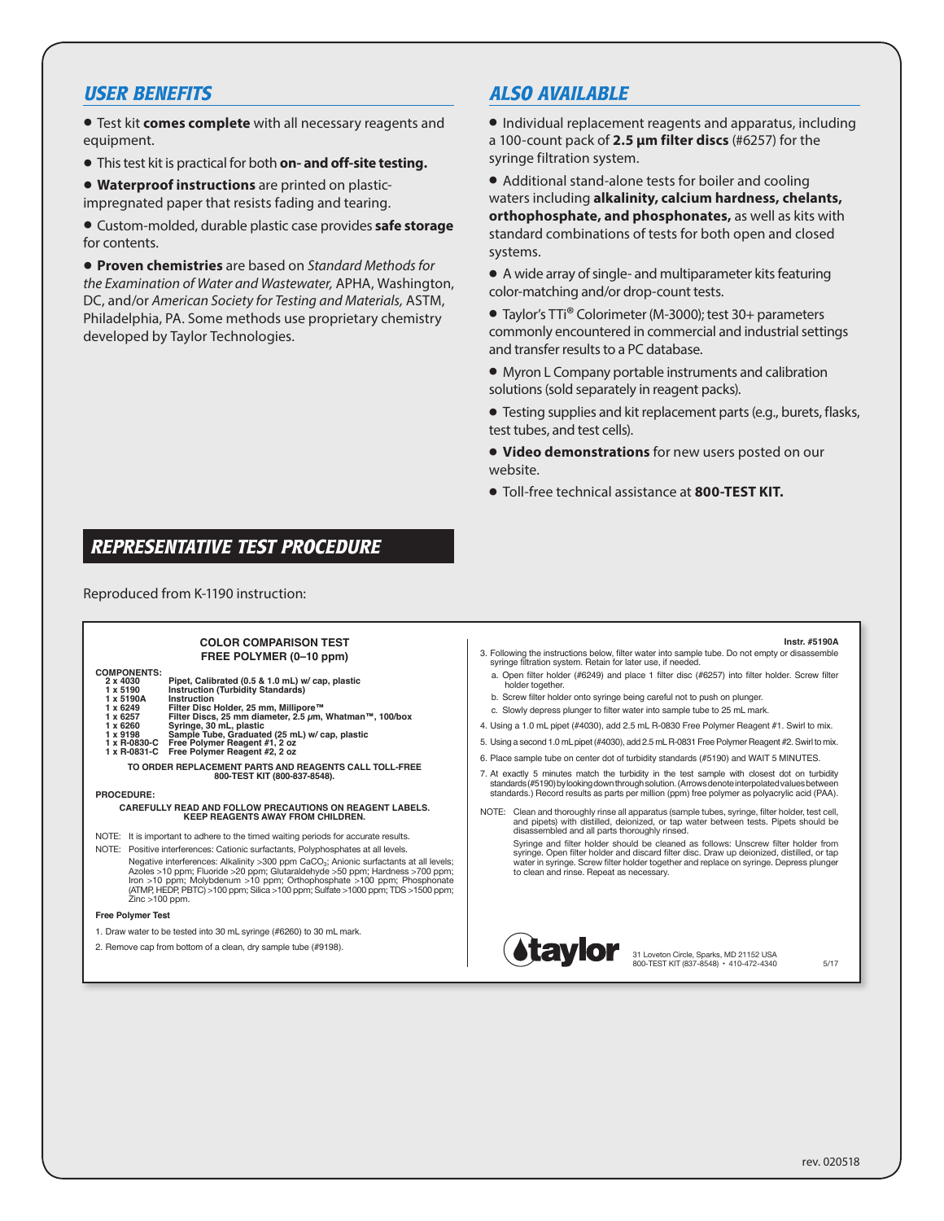## USER BENEFITS

- Test kit **comes complete** with all necessary reagents and equipment.
- This test kit is practical for both **on- and off-site testing.**
- **Waterproof instructions** are printed on plastic-impregnated paper that resists fading and tearing.
- Custom-molded, durable plastic case provides **safe storage** for contents.
- **Proven chemistries** are based on *Standard Methods for the Examination of Water and Wastewater,* APHA, Washington, DC, and/or *American Society for Testing and Materials,* ASTM, Philadelphia, PA. Some methods use proprietary chemistry developed by Taylor Technologies.

## ALSO AVAILABLE

- Individual replacement reagents and apparatus, including a 100-count pack of **2.5 µm filter discs** (#6257) for the syringe filtration system.
- Additional stand-alone tests for boiler and cooling waters including **alkalinity, calcium hardness, chelants, orthophosphate, and phosphonates,** as well as kits with standard combinations of tests for both open and closed systems.
- A wide array of single- and multiparameter kits featuring color-matching and/or drop-count tests.
- Taylor's TTi® Colorimeter (M-3000); test 30+ parameters commonly encountered in commercial and industrial settings and transfer results to a PC database.
- Myron L Company portable instruments and calibration solutions (sold separately in reagent packs).
- Testing supplies and kit replacement parts (e.g., burets, flasks, test tubes, and test cells).
- **Video demonstrations** for new users posted on our website.
- Toll-free technical assistance at **800-TEST KIT.**

## REPRESENTATIVE TEST PROCEDURE

Reproduced from K-1190 instruction:

Instr. #5190A

**COLOR COMPARISON TEST**
**FREE POLYMER (0–10 ppm)**

**COMPONENTS:**

| | |
|---|---|
| 2 x 4030 | Pipet, Calibrated (0.5 & 1.0 mL) w/ cap, plastic |
| 1 x 5190 | Instruction (Turbidity Standards) |
| 1 x 5190A | Instruction |
| 1 x 6249 | Filter Disc Holder, 25 mm, Millipore™ |
| 1 x 6257 | Filter Discs, 25 mm diameter, 2.5 µm, Whatman™, 100/box |
| 1 x 6260 | Syringe, 30 mL, plastic |
| 1 x 9198 | Sample Tube, Graduated (25 mL) w/ cap, plastic |
| 1 x R-0830-C | Free Polymer Reagent #1, 2 oz |
| 1 x R-0831-C | Free Polymer Reagent #2, 2 oz |

**TO ORDER REPLACEMENT PARTS AND REAGENTS CALL TOLL-FREE 800-TEST KIT (800-837-8548).**

**PROCEDURE:**

**CAREFULLY READ AND FOLLOW PRECAUTIONS ON REAGENT LABELS. KEEP REAGENTS AWAY FROM CHILDREN.**

NOTE: It is important to adhere to the timed waiting periods for accurate results.

NOTE: Positive interferences: Cationic surfactants, Polyphosphates at all levels.
Negative interferences: Alkalinity >300 ppm $CaCO_3$; Anionic surfactants at all levels; Azoles >10 ppm; Fluoride >20 ppm; Glutaraldehyde >50 ppm; Hardness >700 ppm; Iron >10 ppm; Molybdenum >10 ppm; Orthophosphate >100 ppm; Phosphonate (ATMP, HEDP, PBTC) >100 ppm; Silica >100 ppm; Sulfate >1000 ppm; TDS >1500 ppm; Zinc >100 ppm.

**Free Polymer Test**

1. Draw water to be tested into 30 mL syringe (#6260) to 30 mL mark.
2. Remove cap from bottom of a clean, dry sample tube (#9198).
3. Following the instructions below, filter water into sample tube. Do not empty or disassemble syringe filtration system. Retain for later use, if needed.
   a. Open filter holder (#6249) and place 1 filter disc (#6257) into filter holder. Screw filter holder together.
   b. Screw filter holder onto syringe being careful not to push on plunger.
   c. Slowly depress plunger to filter water into sample tube to 25 mL mark.
4. Using a 1.0 mL pipet (#4030), add 2.5 mL R-0830 Free Polymer Reagent #1. Swirl to mix.
5. Using a second 1.0 mL pipet (#4030), add 2.5 mL R-0831 Free Polymer Reagent #2. Swirl to mix.
6. Place sample tube on center dot of turbidity standards (#5190) and WAIT 5 MINUTES.
7. At exactly 5 minutes match the turbidity in the test sample with closest dot on turbidity standards (#5190) by looking down through solution. (Arrows denote interpolated values between standards.) Record results as parts per million (ppm) free polymer as polyacrylic acid (PAA).

NOTE: Clean and thoroughly rinse all apparatus (sample tubes, syringe, filter holder, test cell, and pipets) with distilled, deionized, or tap water between tests. Pipets should be disassembled and all parts thoroughly rinsed.
Syringe and filter holder should be cleaned as follows: Unscrew filter holder from syringe. Open filter holder and discard filter disc. Draw up deionized, distilled, or tap water in syringe. Screw filter holder together and replace on syringe. Depress plunger to clean and rinse. Repeat as necessary.

taylor
31 Loveton Circle, Sparks, MD 21152 USA
800-TEST KIT (837-8548) • 410-472-4340
5/17

rev. 020518